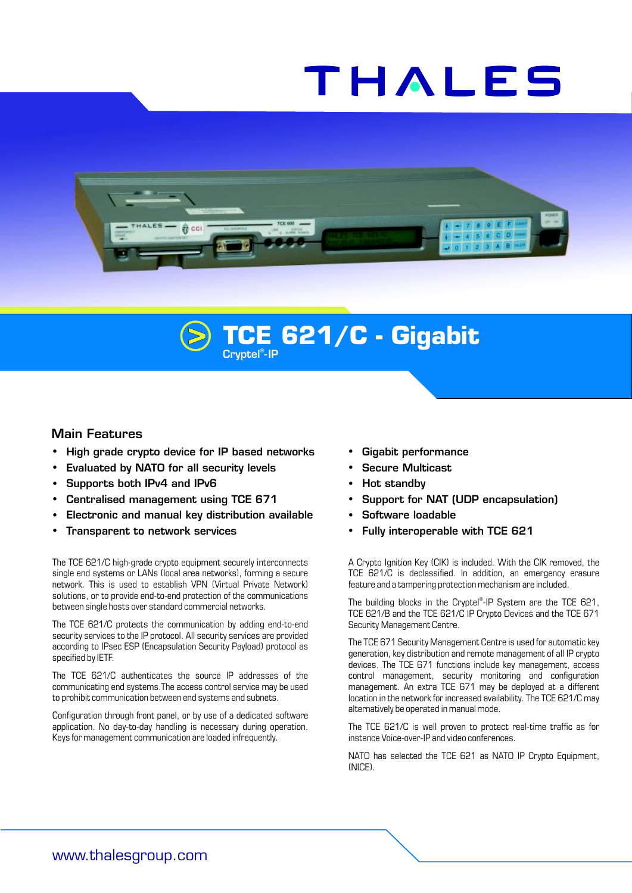THALES

# TCE 621/C - Gigabit

Cryptel®-IP

## Main Features

- High grade crypto device for IP based networks
- Evaluated by NATO for all security levels
- Supports both IPv4 and IPv6
- Centralised management using TCE 671
- Electronic and manual key distribution available
- Transparent to network services
- Gigabit performance
- Secure Multicast
- Hot standby
- Support for NAT (UDP encapsulation)
- Software loadable
- Fully interoperable with TCE 621

The TCE 621/C high-grade crypto equipment securely interconnects single end systems or LANs (local area networks), forming a secure network. This is used to establish VPN (Virtual Private Network) solutions, or to provide end-to-end protection of the communications between single hosts over standard commercial networks.

The TCE 621/C protects the communication by adding end-to-end security services to the IP protocol. All security services are provided according to IPsec ESP (Encapsulation Security Payload) protocol as specified by IETF.

The TCE 621/C authenticates the source IP addresses of the communicating end systems.The access control service may be used to prohibit communication between end systems and subnets.

Configuration through front panel, or by use of a dedicated software application. No day-to-day handling is necessary during operation. Keys for management communication are loaded infrequently.

A Crypto Ignition Key (CIK) is included. With the CIK removed, the TCE 621/C is declassified. In addition, an emergency erasure feature and a tampering protection mechanism are included.

The building blocks in the Cryptel®-IP System are the TCE 621, TCE 621/B and the TCE 621/C IP Crypto Devices and the TCE 671 Security Management Centre.

The TCE 671 Security Management Centre is used for automatic key generation, key distribution and remote management of all IP crypto devices. The TCE 671 functions include key management, access control management, security monitoring and configuration management. An extra TCE 671 may be deployed at a different location in the network for increased availability. The TCE 621/C may alternatively be operated in manual mode.

The TCE 621/C is well proven to protect real-time traffic as for instance Voice-over-IP and video conferences.

NATO has selected the TCE 621 as NATO IP Crypto Equipment, (NICE).

www.thalesgroup.com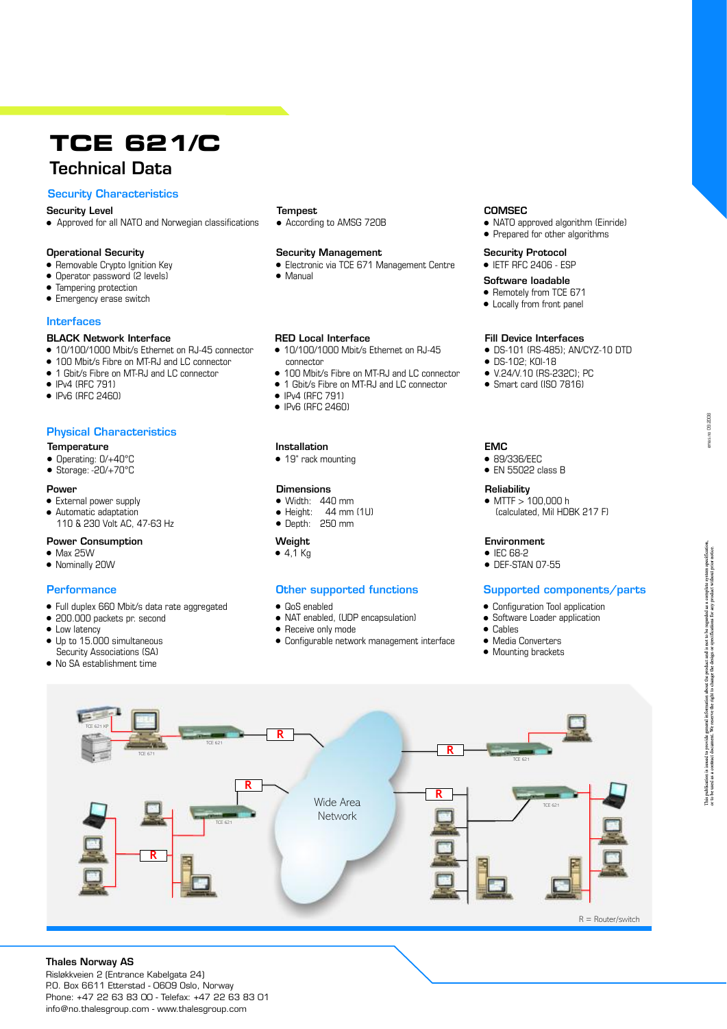# TCE 621/C

## Technical Data

### Security Characteristics

**Security Level**
- Approved for all NATO and Norwegian classifications

**Operational Security**
- Removable Crypto Ignition Key
- Operator password (2 levels)
- Tampering protection
- Emergency erase switch

**Tempest**
- According to AMSG 720B

**Security Management**
- Electronic via TCE 671 Management Centre
- Manual

**COMSEC**
- NATO approved algorithm (Einride)
- Prepared for other algorithms

**Security Protocol**
- IETF RFC 2406 - ESP

**Software loadable**
- Remotely from TCE 671
- Locally from front panel

### Interfaces

**BLACK Network Interface**
- 10/100/1000 Mbit/s Ethernet on RJ-45 connector
- 100 Mbit/s Fibre on MT-RJ and LC connector
- 1 Gbit/s Fibre on MT-RJ and LC connector
- IPv4 (RFC 791)
- IPv6 (RFC 2460)

**RED Local Interface**
- 10/100/1000 Mbit/s Ethernet on RJ-45 connector
- 100 Mbit/s Fibre on MT-RJ and LC connector
- 1 Gbit/s Fibre on MT-RJ and LC connector
- IPv4 (RFC 791)
- IPv6 (RFC 2460)

**Fill Device Interfaces**
- DS-101 (RS-485); AN/CYZ-10 DTD
- DS-102; KOI-18
- V.24/V.10 (RS-232C); PC
- Smart card (ISO 7816)

### Physical Characteristics

**Temperature**
- Operating: 0/+40°C
- Storage: -20/+70°C

**Power**
- External power supply
- Automatic adaptation 110 & 230 Volt AC, 47-63 Hz

**Power Consumption**
- Max 25W
- Nominally 20W

**Installation**
- 19" rack mounting

**Dimensions**
- Width: 440 mm
- Height: 44 mm (1U)
- Depth: 250 mm

**Weight**
- 4,1 Kg

**EMC**
- 89/336/EEC
- EN 55022 class B

**Reliability**
- MTTF > 100,000 h (calculated, Mil HDBK 217 F)

**Environment**
- IEC 68-2
- DEF-STAN 07-55

### Performance

- Full duplex 660 Mbit/s data rate aggregated
- 200.000 packets pr. second
- Low latency
- Up to 15.000 simultaneous Security Associations (SA)
- No SA establishment time

### Other supported functions

- QoS enabled
- NAT enabled, (UDP encapsulation)
- Receive only mode
- Configurable network management interface

### Supported components/parts

- Configuration Tool application
- Software Loader application
- Cables
- Media Converters
- Mounting brackets

TCE 621 KP
TCE 671
TCE 621
R
Wide Area Network
R = Router/switch

errata no. 09.2008

This publication is issued to provide general information about the product and is not to be regarded as a complete system specification, or to be used as a contract document. We reserve the right to change the design or specifications for any product without prior notice.

**Thales Norway AS**
Risløkkveien 2 (Entrance Kabelgata 24)
P.O. Box 6611 Etterstad - 0609 Oslo, Norway
Phone: +47 22 63 83 00 - Telefax: +47 22 63 83 01
info@no.thalesgroup.com - www.thalesgroup.com